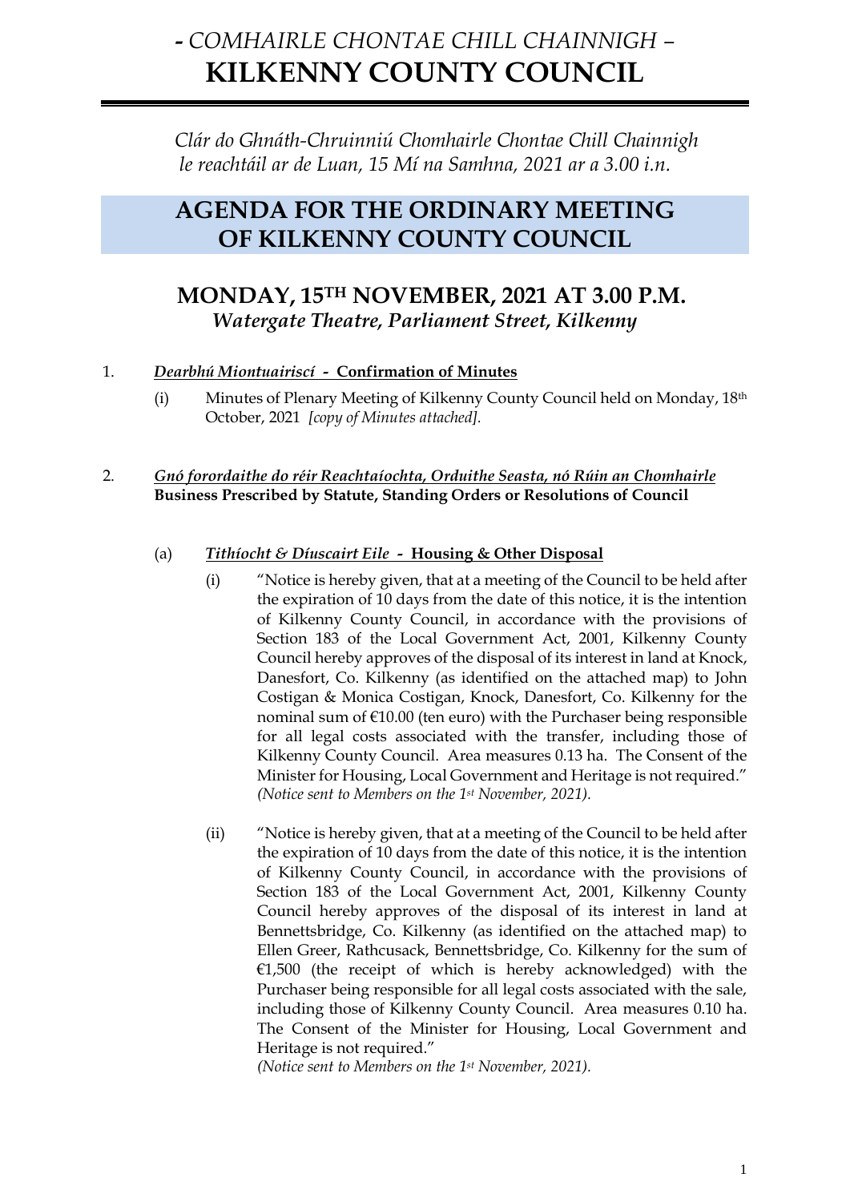# *- COMHAIRLE CHONTAE CHILL CHAINNIGH –*
# KILKENNY COUNTY COUNCIL

*Clár do Ghnáth-Chruinniú Chomhairle Chontae Chill Chainnigh le reachtáil ar de Luan, 15 Mí na Samhna, 2021 ar a 3.00 i.n.*

## AGENDA FOR THE ORDINARY MEETING OF KILKENNY COUNTY COUNCIL

## MONDAY, 15TH NOVEMBER, 2021 AT 3.00 P.M.
### *Watergate Theatre, Parliament Street, Kilkenny*

1. ***Dearbhú Miontuairiscí* - Confirmation of Minutes**

   (i) Minutes of Plenary Meeting of Kilkenny County Council held on Monday, 18th October, 2021 *[copy of Minutes attached].*

2. ***Gnó forordaithe do réir Reachtaíochta, Orduithe Seasta, nó Rúin an Chomhairle***
   **Business Prescribed by Statute, Standing Orders or Resolutions of Council**

   (a) ***Tithíocht & Díuscairt Eile* - Housing & Other Disposal**

   (i) "Notice is hereby given, that at a meeting of the Council to be held after the expiration of 10 days from the date of this notice, it is the intention of Kilkenny County Council, in accordance with the provisions of Section 183 of the Local Government Act, 2001, Kilkenny County Council hereby approves of the disposal of its interest in land at Knock, Danesfort, Co. Kilkenny (as identified on the attached map) to John Costigan & Monica Costigan, Knock, Danesfort, Co. Kilkenny for the nominal sum of €10.00 (ten euro) with the Purchaser being responsible for all legal costs associated with the transfer, including those of Kilkenny County Council. Area measures 0.13 ha. The Consent of the Minister for Housing, Local Government and Heritage is not required."
   *(Notice sent to Members on the 1st November, 2021).*

   (ii) "Notice is hereby given, that at a meeting of the Council to be held after the expiration of 10 days from the date of this notice, it is the intention of Kilkenny County Council, in accordance with the provisions of Section 183 of the Local Government Act, 2001, Kilkenny County Council hereby approves of the disposal of its interest in land at Bennettsbridge, Co. Kilkenny (as identified on the attached map) to Ellen Greer, Rathcusack, Bennettsbridge, Co. Kilkenny for the sum of €1,500 (the receipt of which is hereby acknowledged) with the Purchaser being responsible for all legal costs associated with the sale, including those of Kilkenny County Council. Area measures 0.10 ha. The Consent of the Minister for Housing, Local Government and Heritage is not required."
   *(Notice sent to Members on the 1st November, 2021).*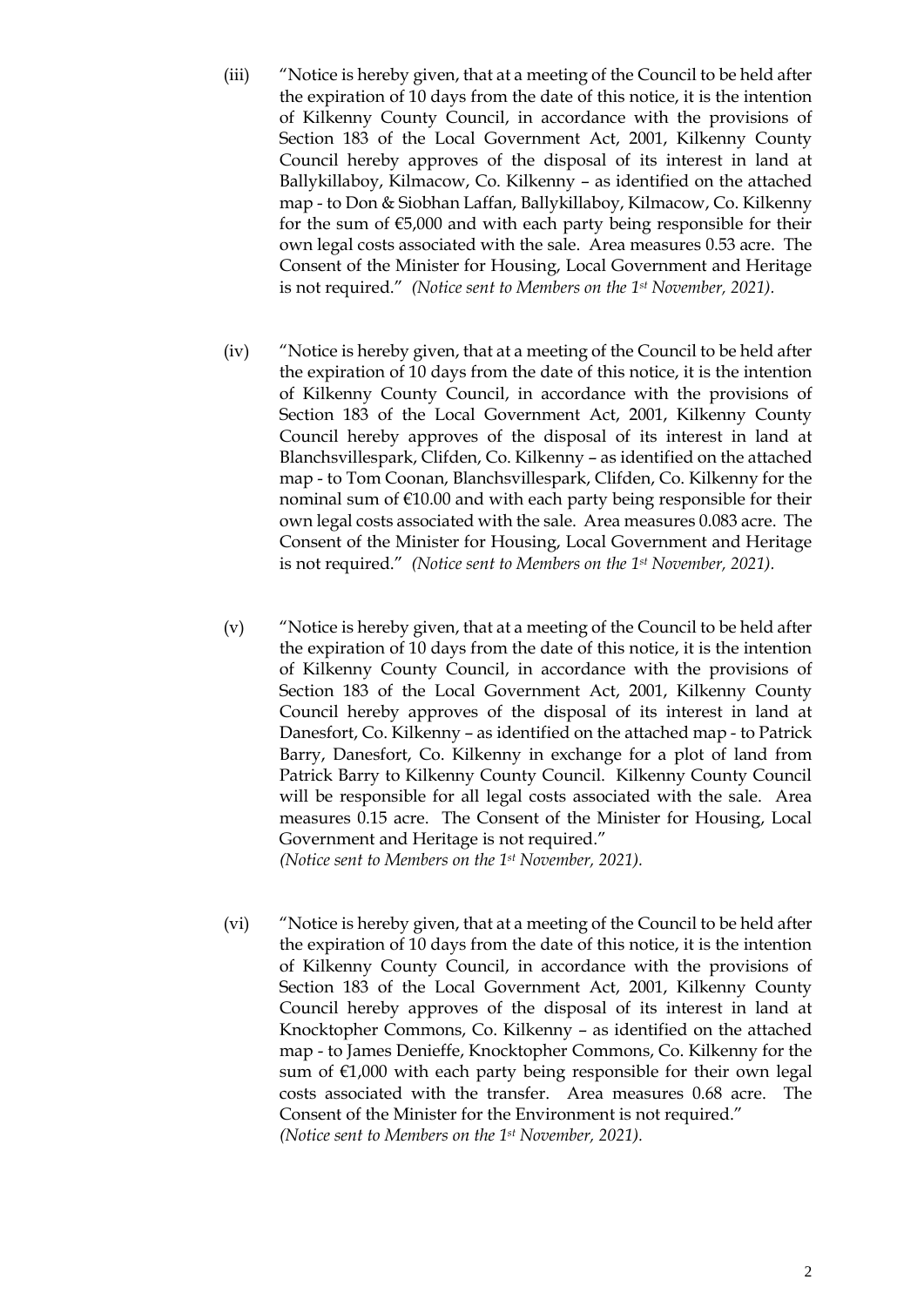(iii) "Notice is hereby given, that at a meeting of the Council to be held after the expiration of 10 days from the date of this notice, it is the intention of Kilkenny County Council, in accordance with the provisions of Section 183 of the Local Government Act, 2001, Kilkenny County Council hereby approves of the disposal of its interest in land at Ballykillaboy, Kilmacow, Co. Kilkenny – as identified on the attached map - to Don & Siobhan Laffan, Ballykillaboy, Kilmacow, Co. Kilkenny for the sum of €5,000 and with each party being responsible for their own legal costs associated with the sale. Area measures 0.53 acre. The Consent of the Minister for Housing, Local Government and Heritage is not required." *(Notice sent to Members on the 1st November, 2021).*

(iv) "Notice is hereby given, that at a meeting of the Council to be held after the expiration of 10 days from the date of this notice, it is the intention of Kilkenny County Council, in accordance with the provisions of Section 183 of the Local Government Act, 2001, Kilkenny County Council hereby approves of the disposal of its interest in land at Blanchsvillespark, Clifden, Co. Kilkenny – as identified on the attached map - to Tom Coonan, Blanchsvillespark, Clifden, Co. Kilkenny for the nominal sum of €10.00 and with each party being responsible for their own legal costs associated with the sale. Area measures 0.083 acre. The Consent of the Minister for Housing, Local Government and Heritage is not required." *(Notice sent to Members on the 1st November, 2021).*

(v) "Notice is hereby given, that at a meeting of the Council to be held after the expiration of 10 days from the date of this notice, it is the intention of Kilkenny County Council, in accordance with the provisions of Section 183 of the Local Government Act, 2001, Kilkenny County Council hereby approves of the disposal of its interest in land at Danesfort, Co. Kilkenny – as identified on the attached map - to Patrick Barry, Danesfort, Co. Kilkenny in exchange for a plot of land from Patrick Barry to Kilkenny County Council. Kilkenny County Council will be responsible for all legal costs associated with the sale. Area measures 0.15 acre. The Consent of the Minister for Housing, Local Government and Heritage is not required."
*(Notice sent to Members on the 1st November, 2021).*

(vi) "Notice is hereby given, that at a meeting of the Council to be held after the expiration of 10 days from the date of this notice, it is the intention of Kilkenny County Council, in accordance with the provisions of Section 183 of the Local Government Act, 2001, Kilkenny County Council hereby approves of the disposal of its interest in land at Knocktopher Commons, Co. Kilkenny – as identified on the attached map - to James Denieffe, Knocktopher Commons, Co. Kilkenny for the sum of €1,000 with each party being responsible for their own legal costs associated with the transfer. Area measures 0.68 acre. The Consent of the Minister for the Environment is not required."
*(Notice sent to Members on the 1st November, 2021).*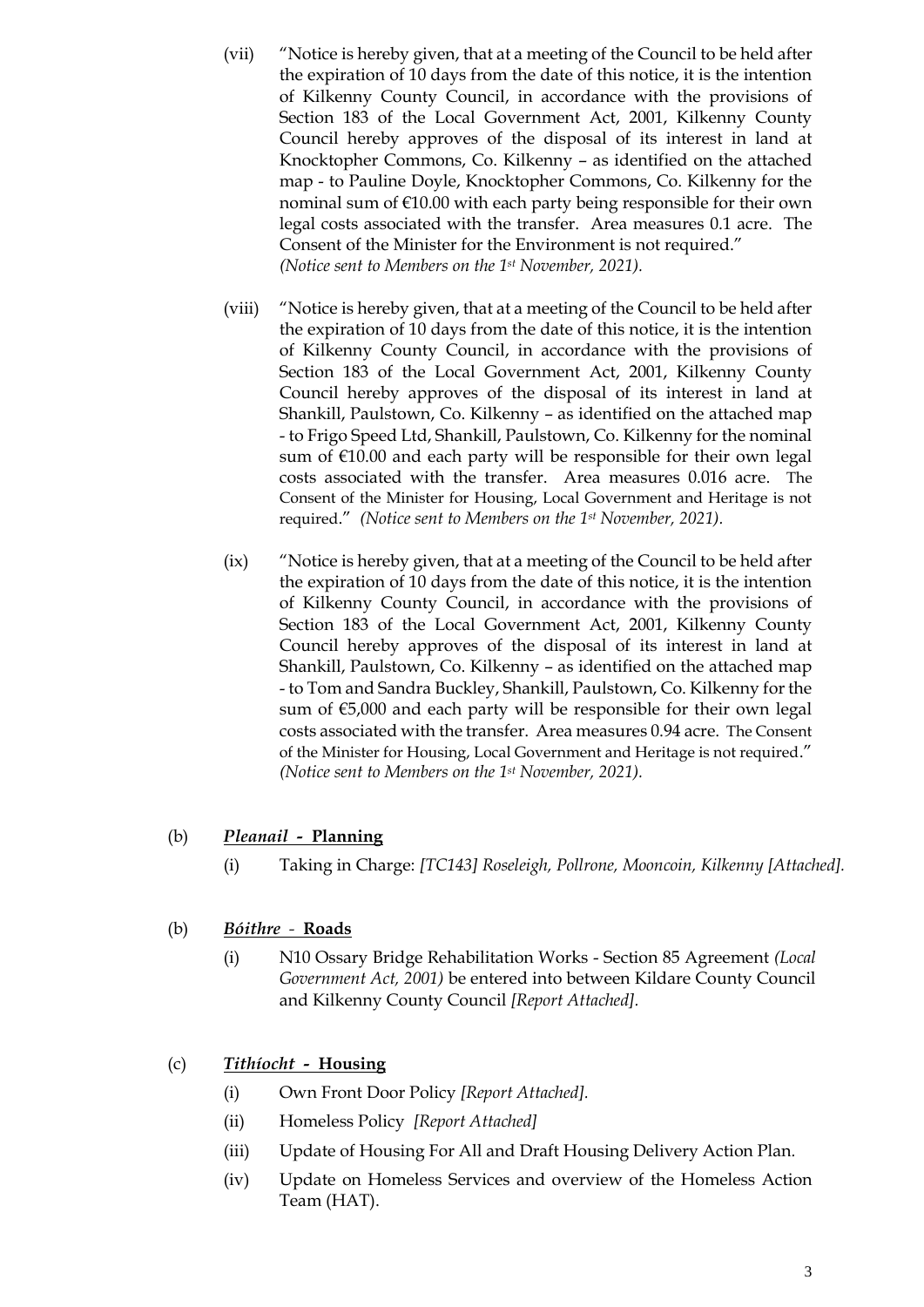(vii) "Notice is hereby given, that at a meeting of the Council to be held after the expiration of 10 days from the date of this notice, it is the intention of Kilkenny County Council, in accordance with the provisions of Section 183 of the Local Government Act, 2001, Kilkenny County Council hereby approves of the disposal of its interest in land at Knocktopher Commons, Co. Kilkenny – as identified on the attached map - to Pauline Doyle, Knocktopher Commons, Co. Kilkenny for the nominal sum of €10.00 with each party being responsible for their own legal costs associated with the transfer. Area measures 0.1 acre. The Consent of the Minister for the Environment is not required."
*(Notice sent to Members on the 1st November, 2021).*

(viii) "Notice is hereby given, that at a meeting of the Council to be held after the expiration of 10 days from the date of this notice, it is the intention of Kilkenny County Council, in accordance with the provisions of Section 183 of the Local Government Act, 2001, Kilkenny County Council hereby approves of the disposal of its interest in land at Shankill, Paulstown, Co. Kilkenny – as identified on the attached map - to Frigo Speed Ltd, Shankill, Paulstown, Co. Kilkenny for the nominal sum of €10.00 and each party will be responsible for their own legal costs associated with the transfer. Area measures 0.016 acre. The Consent of the Minister for Housing, Local Government and Heritage is not required." *(Notice sent to Members on the 1st November, 2021).*

(ix) "Notice is hereby given, that at a meeting of the Council to be held after the expiration of 10 days from the date of this notice, it is the intention of Kilkenny County Council, in accordance with the provisions of Section 183 of the Local Government Act, 2001, Kilkenny County Council hereby approves of the disposal of its interest in land at Shankill, Paulstown, Co. Kilkenny – as identified on the attached map - to Tom and Sandra Buckley, Shankill, Paulstown, Co. Kilkenny for the sum of €5,000 and each party will be responsible for their own legal costs associated with the transfer. Area measures 0.94 acre. The Consent of the Minister for Housing, Local Government and Heritage is not required."
*(Notice sent to Members on the 1st November, 2021).*

(b) ***Pleanail* - Planning**

(i) Taking in Charge: *[TC143] Roseleigh, Pollrone, Mooncoin, Kilkenny [Attached].*

(b) ***Bóithre* - Roads**

(i) N10 Ossary Bridge Rehabilitation Works - Section 85 Agreement *(Local Government Act, 2001)* be entered into between Kildare County Council and Kilkenny County Council *[Report Attached].*

(c) ***Tithíocht* - Housing**

(i) Own Front Door Policy *[Report Attached].*

(ii) Homeless Policy *[Report Attached]*

(iii) Update of Housing For All and Draft Housing Delivery Action Plan.

(iv) Update on Homeless Services and overview of the Homeless Action Team (HAT).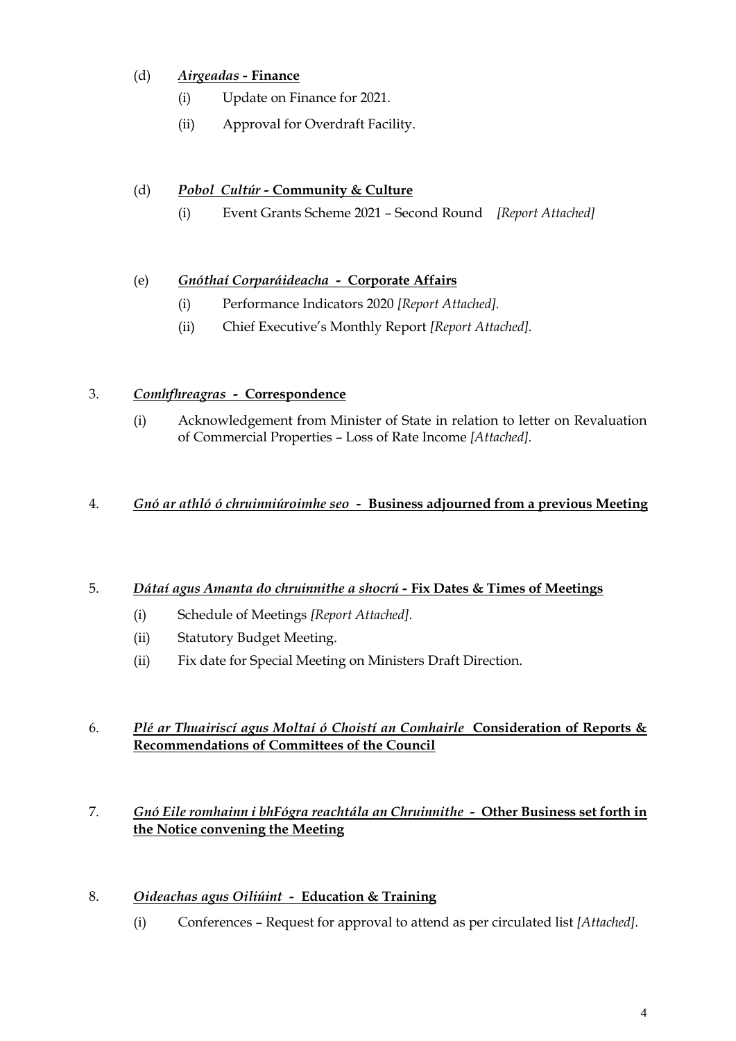(d) ***Airgeadas* - Finance**

- (i) Update on Finance for 2021.
- (ii) Approval for Overdraft Facility.

(d) ***Pobol Cultúr* - Community & Culture**

- (i) Event Grants Scheme 2021 – Second Round *[Report Attached]*

(e) ***Gnóthaí Corparáideacha* - Corporate Affairs**

- (i) Performance Indicators 2020 *[Report Attached].*
- (ii) Chief Executive's Monthly Report *[Report Attached].*

3. ***Comhfhreagras* - Correspondence**

   (i) Acknowledgement from Minister of State in relation to letter on Revaluation of Commercial Properties – Loss of Rate Income *[Attached].*

4. ***Gnó ar athló ó chruinniúroimhe seo* - Business adjourned from a previous Meeting**

5. ***Dátaí agus Amanta do chruinnithe a shocrú* - Fix Dates & Times of Meetings**

   (i) Schedule of Meetings *[Report Attached].*

   (ii) Statutory Budget Meeting.

   (ii) Fix date for Special Meeting on Ministers Draft Direction.

6. ***Plé ar Thuairiscí agus Moltaí ó Choistí an Comhairle* Consideration of Reports & Recommendations of Committees of the Council**

7. ***Gnó Eile romhainn i bhFógra reachtála an Chruinnithe* - Other Business set forth in the Notice convening the Meeting**

8. ***Oideachas agus Oiliúint* - Education & Training**

   (i) Conferences – Request for approval to attend as per circulated list *[Attached].*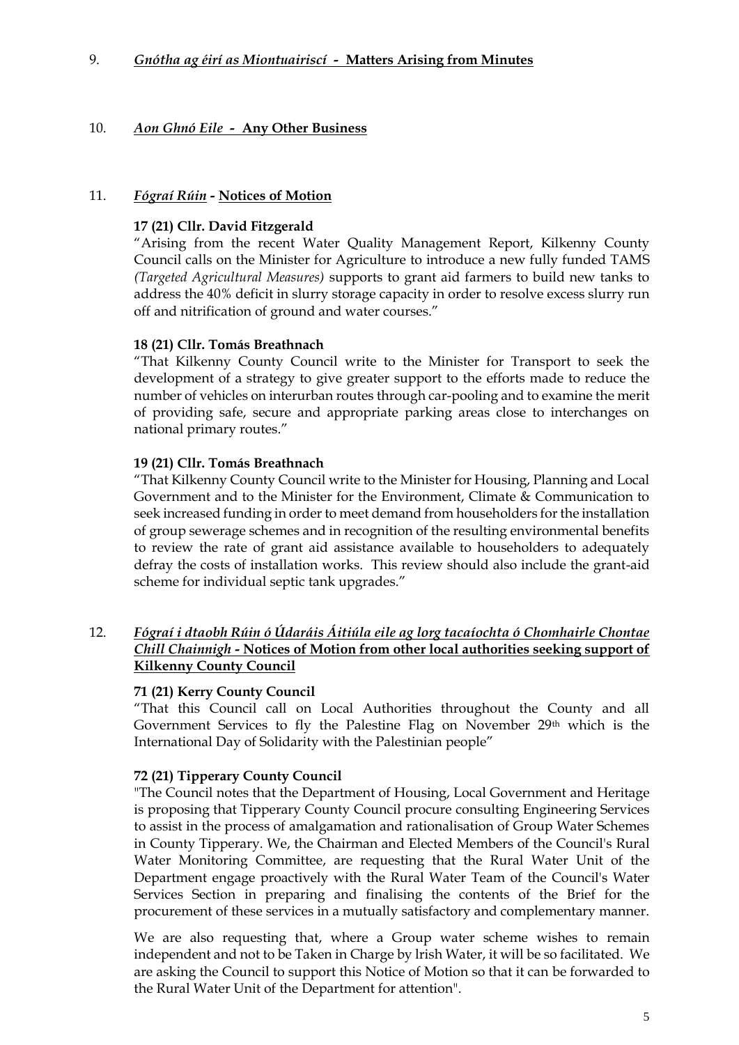9. ***Gnótha ag éirí as Miontuairiscí* - Matters Arising from Minutes**

10. ***Aon Ghnó Eile* - Any Other Business**

11. ***Fógraí Rúin* - Notices of Motion**

**17 (21) Cllr. David Fitzgerald**

"Arising from the recent Water Quality Management Report, Kilkenny County Council calls on the Minister for Agriculture to introduce a new fully funded TAMS *(Targeted Agricultural Measures)* supports to grant aid farmers to build new tanks to address the 40% deficit in slurry storage capacity in order to resolve excess slurry run off and nitrification of ground and water courses."

**18 (21) Cllr. Tomás Breathnach**

"That Kilkenny County Council write to the Minister for Transport to seek the development of a strategy to give greater support to the efforts made to reduce the number of vehicles on interurban routes through car-pooling and to examine the merit of providing safe, secure and appropriate parking areas close to interchanges on national primary routes."

**19 (21) Cllr. Tomás Breathnach**

"That Kilkenny County Council write to the Minister for Housing, Planning and Local Government and to the Minister for the Environment, Climate & Communication to seek increased funding in order to meet demand from householders for the installation of group sewerage schemes and in recognition of the resulting environmental benefits to review the rate of grant aid assistance available to householders to adequately defray the costs of installation works. This review should also include the grant-aid scheme for individual septic tank upgrades."

12. ***Fógraí i dtaobh Rúin ó Údaráis Áitiúla eile ag lorg tacaíochta ó Chomhairle Chontae Chill Chainnigh* - Notices of Motion from other local authorities seeking support of Kilkenny County Council**

**71 (21) Kerry County Council**

"That this Council call on Local Authorities throughout the County and all Government Services to fly the Palestine Flag on November 29th which is the International Day of Solidarity with the Palestinian people"

**72 (21) Tipperary County Council**

"The Council notes that the Department of Housing, Local Government and Heritage is proposing that Tipperary County Council procure consulting Engineering Services to assist in the process of amalgamation and rationalisation of Group Water Schemes in County Tipperary. We, the Chairman and Elected Members of the Council's Rural Water Monitoring Committee, are requesting that the Rural Water Unit of the Department engage proactively with the Rural Water Team of the Council's Water Services Section in preparing and finalising the contents of the Brief for the procurement of these services in a mutually satisfactory and complementary manner.

We are also requesting that, where a Group water scheme wishes to remain independent and not to be Taken in Charge by lrish Water, it will be so facilitated. We are asking the Council to support this Notice of Motion so that it can be forwarded to the Rural Water Unit of the Department for attention".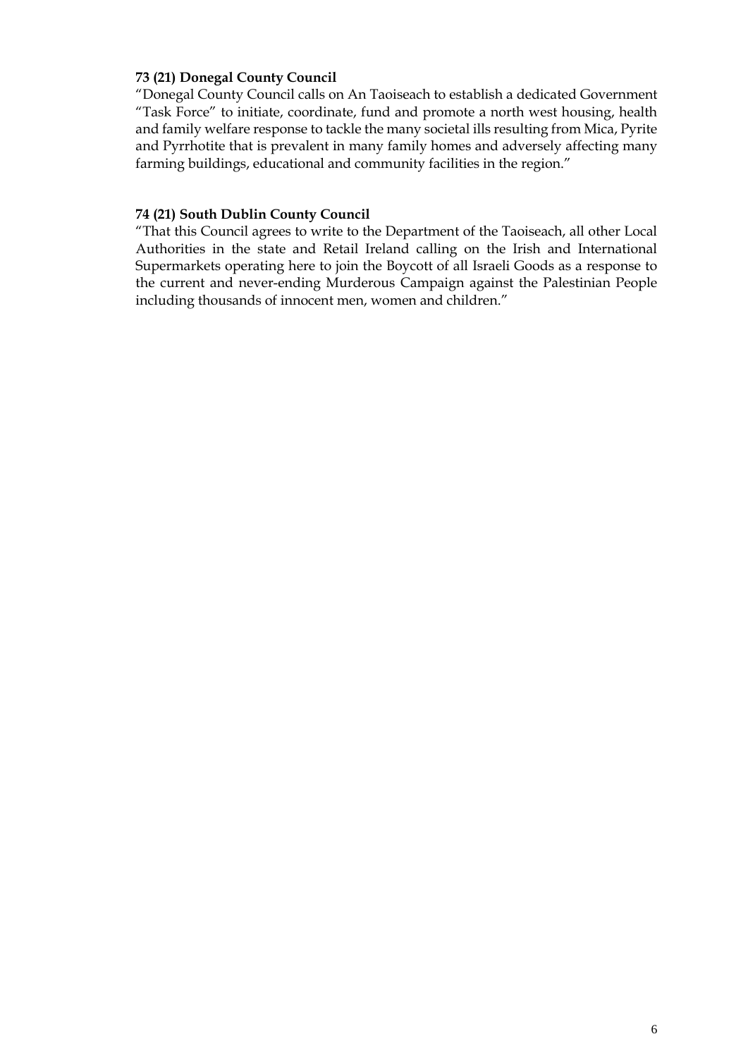**73 (21) Donegal County Council**

"Donegal County Council calls on An Taoiseach to establish a dedicated Government "Task Force" to initiate, coordinate, fund and promote a north west housing, health and family welfare response to tackle the many societal ills resulting from Mica, Pyrite and Pyrrhotite that is prevalent in many family homes and adversely affecting many farming buildings, educational and community facilities in the region."

**74 (21) South Dublin County Council**

"That this Council agrees to write to the Department of the Taoiseach, all other Local Authorities in the state and Retail Ireland calling on the Irish and International Supermarkets operating here to join the Boycott of all Israeli Goods as a response to the current and never-ending Murderous Campaign against the Palestinian People including thousands of innocent men, women and children."